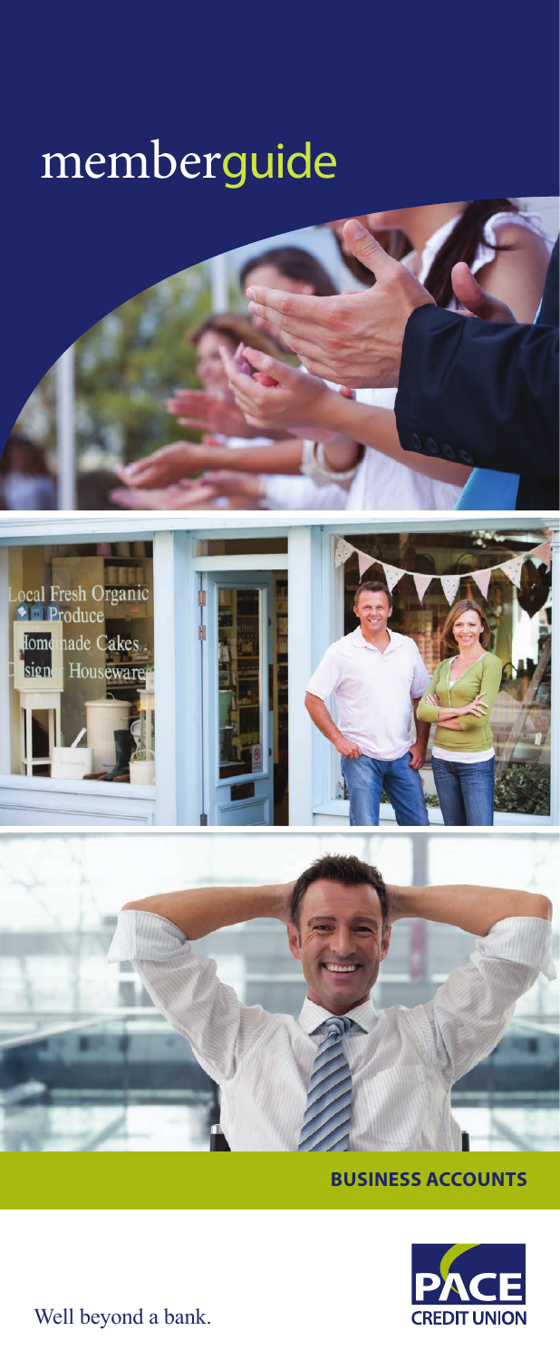# memberguide

## BUSINESS ACCOUNTS

PACE CREDIT UNION

Well beyond a bank.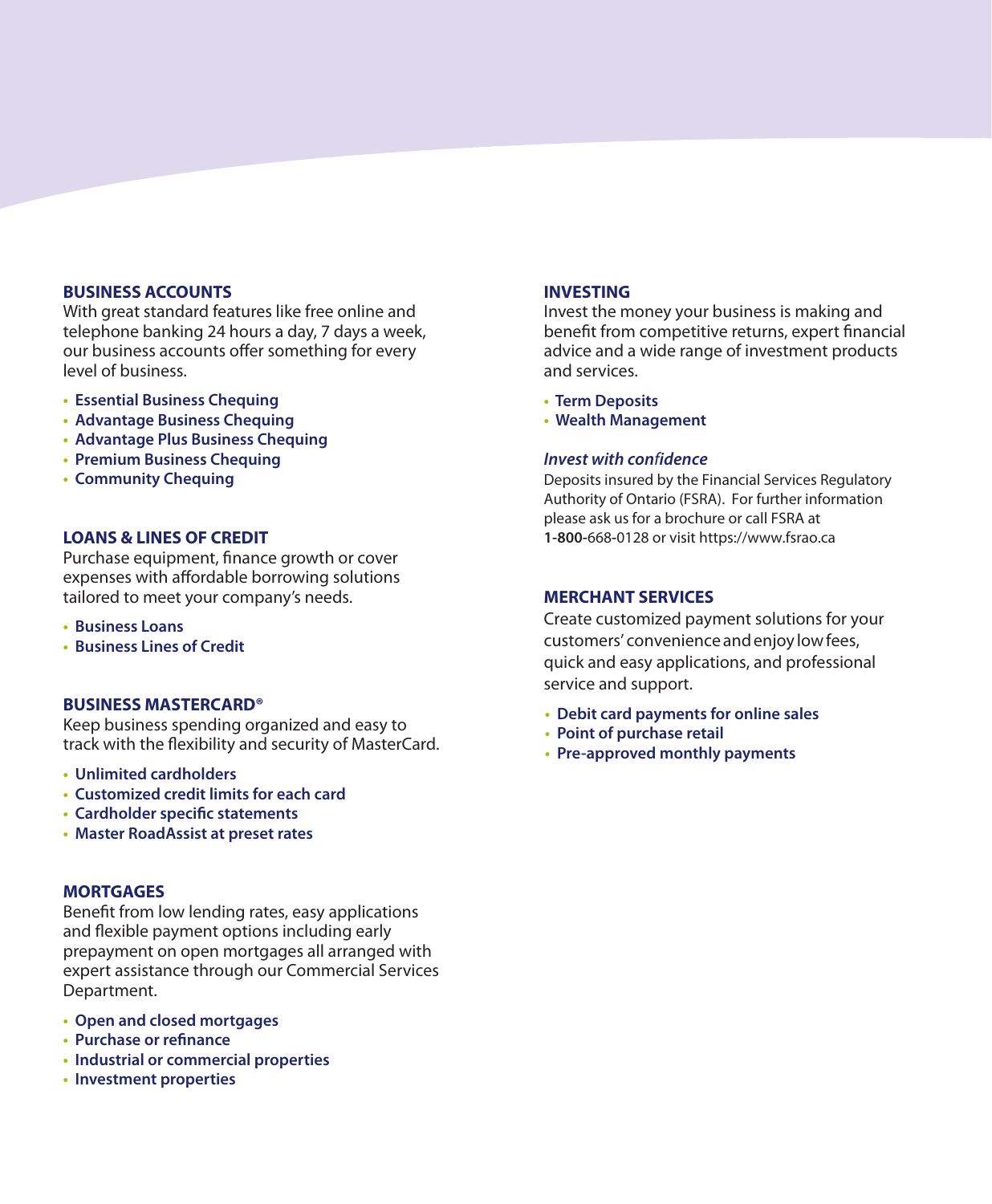## BUSINESS ACCOUNTS

With great standard features like free online and telephone banking 24 hours a day, 7 days a week, our business accounts offer something for every level of business.

- **Essential Business Chequing**
- **Advantage Business Chequing**
- **Advantage Plus Business Chequing**
- **Premium Business Chequing**
- **Community Chequing**

## LOANS & LINES OF CREDIT

Purchase equipment, finance growth or cover expenses with affordable borrowing solutions tailored to meet your company's needs.

- **Business Loans**
- **Business Lines of Credit**

## BUSINESS MASTERCARD®

Keep business spending organized and easy to track with the flexibility and security of MasterCard.

- **Unlimited cardholders**
- **Customized credit limits for each card**
- **Cardholder specific statements**
- **Master RoadAssist at preset rates**

## MORTGAGES

Benefit from low lending rates, easy applications and flexible payment options including early prepayment on open mortgages all arranged with expert assistance through our Commercial Services Department.

- **Open and closed mortgages**
- **Purchase or refinance**
- **Industrial or commercial properties**
- **Investment properties**

## INVESTING

Invest the money your business is making and benefit from competitive returns, expert financial advice and a wide range of investment products and services.

- **Term Deposits**
- **Wealth Management**

### *Invest with confidence*

Deposits insured by the Financial Services Regulatory Authority of Ontario (FSRA). For further information please ask us for a brochure or call FSRA at **1-800-**668-0128 or visit https://www.fsrao.ca

## MERCHANT SERVICES

Create customized payment solutions for your customers' convenience and enjoy low fees, quick and easy applications, and professional service and support.

- **Debit card payments for online sales**
- **Point of purchase retail**
- **Pre-approved monthly payments**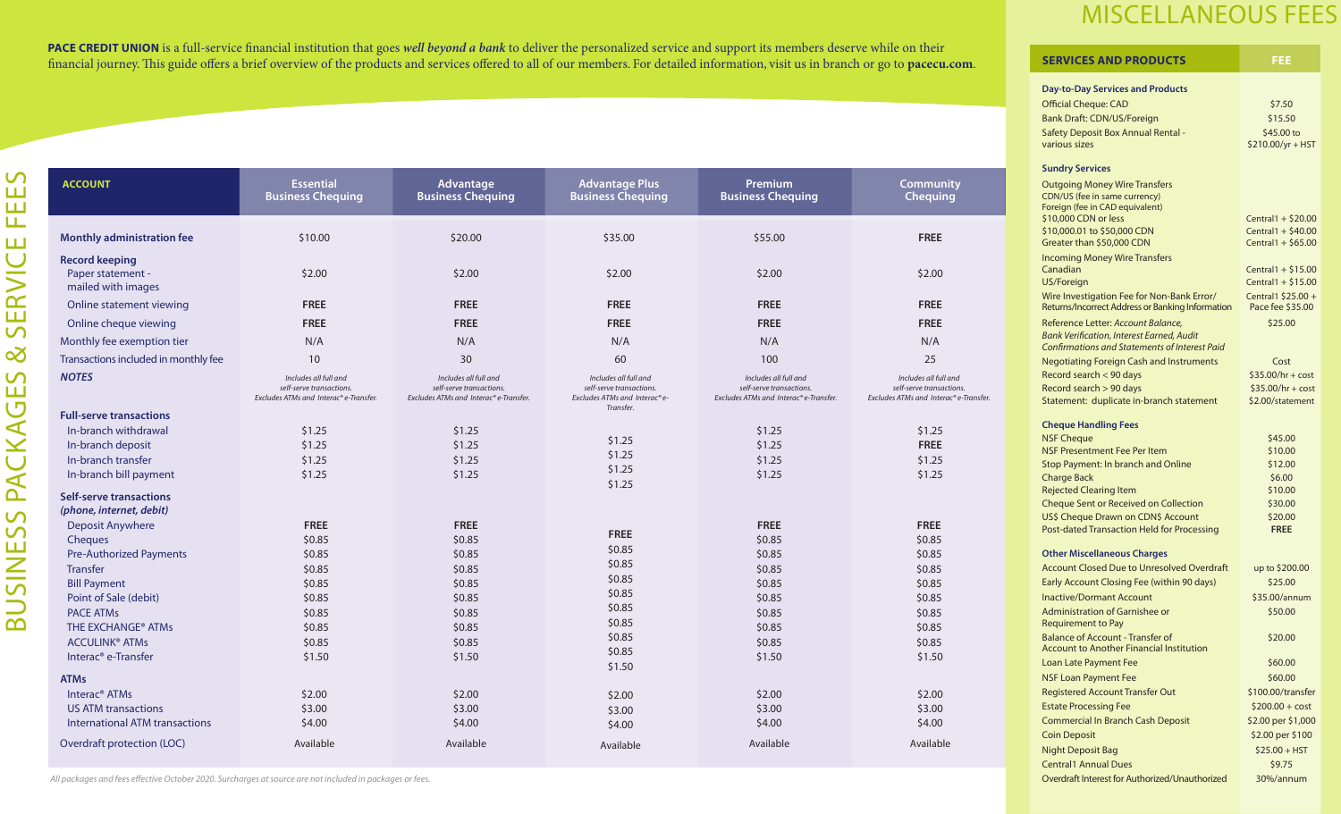**PACE CREDIT UNION** is a full-service financial institution that goes ***well beyond a bank*** to deliver the personalized service and support its members deserve while on their financial journey. This guide offers a brief overview of the products and services offered to all of our members. For detailed information, visit us in branch or go to **pacecu.com**.

# BUSINESS PACKAGES & SERVICE FEES

| ACCOUNT | Essential Business Chequing | Advantage Business Chequing | Advantage Plus Business Chequing | Premium Business Chequing | Community Chequing |
|---|---|---|---|---|---|
| **Monthly administration fee** | $10.00 | $20.00 | $35.00 | $55.00 | **FREE** |
| **Record keeping** | | | | | |
| Paper statement - mailed with images | $2.00 | $2.00 | $2.00 | $2.00 | $2.00 |
| Online statement viewing | **FREE** | **FREE** | **FREE** | **FREE** | **FREE** |
| Online cheque viewing | **FREE** | **FREE** | **FREE** | **FREE** | **FREE** |
| Monthly fee exemption tier | N/A | N/A | N/A | N/A | N/A |
| Transactions included in monthly fee | 10 | 30 | 60 | 100 | 25 |
| ***NOTES*** | *Includes all full and self-serve transactions. Excludes ATMs and Interac® e-Transfer.* | *Includes all full and self-serve transactions. Excludes ATMs and Interac® e-Transfer.* | *Includes all full and self-serve transactions. Excludes ATMs and Interac® e-Transfer.* | *Includes all full and self-serve transactions. Excludes ATMs and Interac® e-Transfer.* | *Includes all full and self-serve transactions. Excludes ATMs and Interac® e-Transfer.* |
| **Full-serve transactions** | | | | | |
| In-branch withdrawal | $1.25 | $1.25 | $1.25 | $1.25 | $1.25 |
| In-branch deposit | $1.25 | $1.25 | $1.25 | $1.25 | **FREE** |
| In-branch transfer | $1.25 | $1.25 | $1.25 | $1.25 | $1.25 |
| In-branch bill payment | $1.25 | $1.25 | $1.25 | $1.25 | $1.25 |
| **Self-serve transactions *(phone, internet, debit)*** | | | | | |
| Deposit Anywhere | **FREE** | **FREE** | **FREE** | **FREE** | **FREE** |
| Cheques | $0.85 | $0.85 | $0.85 | $0.85 | $0.85 |
| Pre-Authorized Payments | $0.85 | $0.85 | $0.85 | $0.85 | $0.85 |
| Transfer | $0.85 | $0.85 | $0.85 | $0.85 | $0.85 |
| Bill Payment | $0.85 | $0.85 | $0.85 | $0.85 | $0.85 |
| Point of Sale (debit) | $0.85 | $0.85 | $0.85 | $0.85 | $0.85 |
| PACE ATMs | $0.85 | $0.85 | $0.85 | $0.85 | $0.85 |
| THE EXCHANGE® ATMs | $0.85 | $0.85 | $0.85 | $0.85 | $0.85 |
| ACCULINK® ATMs | $0.85 | $0.85 | $0.85 | $0.85 | $0.85 |
| Interac® e-Transfer | $1.50 | $1.50 | $1.50 | $1.50 | $1.50 |
| **ATMs** | | | | | |
| Interac® ATMs | $2.00 | $2.00 | $2.00 | $2.00 | $2.00 |
| US ATM transactions | $3.00 | $3.00 | $3.00 | $3.00 | $3.00 |
| International ATM transactions | $4.00 | $4.00 | $4.00 | $4.00 | $4.00 |
| Overdraft protection (LOC) | Available | Available | Available | Available | Available |

*All packages and fees effective October 2020. Surcharges at source are not included in packages or fees.*

# MISCELLANEOUS FEES

| SERVICES AND PRODUCTS | FEE |
|---|---|
| **Day-to-Day Services and Products** | |
| Official Cheque: CAD | $7.50 |
| Bank Draft: CDN/US/Foreign | $15.50 |
| Safety Deposit Box Annual Rental - various sizes | $45.00 to $210.00/yr + HST |
| **Sundry Services** | |
| Outgoing Money Wire Transfers CDN/US (fee in same currency) Foreign (fee in CAD equivalent) | |
| $10,000 CDN or less | Central1 + $20.00 |
| $10,000.01 to $50,000 CDN | Central1 + $40.00 |
| Greater than $50,000 CDN | Central1 + $65.00 |
| Incoming Money Wire Transfers | |
| Canadian | Central1 + $15.00 |
| US/Foreign | Central1 + $15.00 |
| Wire Investigation Fee for Non-Bank Error/ Returns/Incorrect Address or Banking Information | Central1 $25.00 + Pace fee $35.00 |
| Reference Letter: *Account Balance, Bank Verification, Interest Earned, Audit Confirmations and Statements of Interest Paid* | $25.00 |
| Negotiating Foreign Cash and Instruments | Cost |
| Record search < 90 days | $35.00/hr + cost |
| Record search > 90 days | $35.00/hr + cost |
| Statement: duplicate in-branch statement | $2.00/statement |
| **Cheque Handling Fees** | |
| NSF Cheque | $45.00 |
| NSF Presentment Fee Per Item | $10.00 |
| Stop Payment: In branch and Online | $12.00 |
| Charge Back | $6.00 |
| Rejected Clearing Item | $10.00 |
| Cheque Sent or Received on Collection | $30.00 |
| US$ Cheque Drawn on CDN$ Account | $20.00 |
| Post-dated Transaction Held for Processing | **FREE** |
| **Other Miscellaneous Charges** | |
| Account Closed Due to Unresolved Overdraft | up to $200.00 |
| Early Account Closing Fee (within 90 days) | $25.00 |
| Inactive/Dormant Account | $35.00/annum |
| Administration of Garnishee or Requirement to Pay | $50.00 |
| Balance of Account - Transfer of Account to Another Financial Institution | $20.00 |
| Loan Late Payment Fee | $60.00 |
| NSF Loan Payment Fee | $60.00 |
| Registered Account Transfer Out | $100.00/transfer |
| Estate Processing Fee | $200.00 + cost |
| Commercial In Branch Cash Deposit | $2.00 per $1,000 |
| Coin Deposit | $2.00 per $100 |
| Night Deposit Bag | $25.00 + HST |
| Central1 Annual Dues | $9.75 |
| Overdraft Interest for Authorized/Unauthorized | 30%/annum |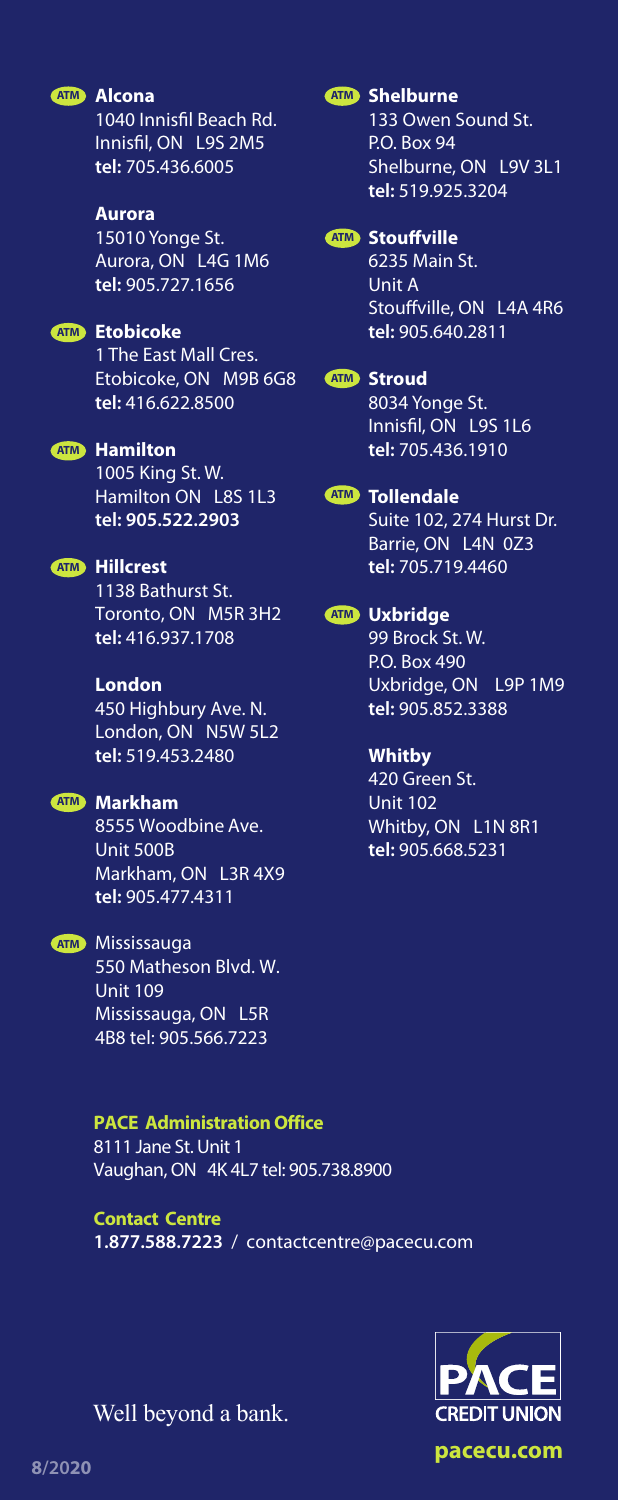ATM **Alcona**
1040 Innisfil Beach Rd.
Innisfil, ON L9S 2M5
**tel:** 705.436.6005

**Aurora**
15010 Yonge St.
Aurora, ON L4G 1M6
**tel:** 905.727.1656

ATM **Etobicoke**
1 The East Mall Cres.
Etobicoke, ON M9B 6G8
**tel:** 416.622.8500

ATM **Hamilton**
1005 King St. W.
Hamilton ON L8S 1L3
**tel: 905.522.2903**

ATM **Hillcrest**
1138 Bathurst St.
Toronto, ON M5R 3H2
**tel:** 416.937.1708

**London**
450 Highbury Ave. N.
London, ON N5W 5L2
**tel:** 519.453.2480

ATM **Markham**
8555 Woodbine Ave.
Unit 500B
Markham, ON L3R 4X9
**tel:** 905.477.4311

ATM Mississauga
550 Matheson Blvd. W.
Unit 109
Mississauga, ON L5R
4B8 tel: 905.566.7223

ATM **Shelburne**
133 Owen Sound St.
P.O. Box 94
Shelburne, ON L9V 3L1
**tel:** 519.925.3204

ATM **Stouffville**
6235 Main St.
Unit A
Stouffville, ON L4A 4R6
**tel:** 905.640.2811

ATM **Stroud**
8034 Yonge St.
Innisfil, ON L9S 1L6
**tel:** 705.436.1910

ATM **Tollendale**
Suite 102, 274 Hurst Dr.
Barrie, ON L4N 0Z3
**tel:** 705.719.4460

ATM **Uxbridge**
99 Brock St. W.
P.O. Box 490
Uxbridge, ON L9P 1M9
**tel:** 905.852.3388

**Whitby**
420 Green St.
Unit 102
Whitby, ON L1N 8R1
**tel:** 905.668.5231

**PACE Administration Office**
8111 Jane St. Unit 1
Vaughan, ON 4K 4L7 tel: 905.738.8900

**Contact Centre**
**1.877.588.7223** / contactcentre@pacecu.com

Well beyond a bank.

PACE CREDIT UNION

**pacecu.com**

8/2020